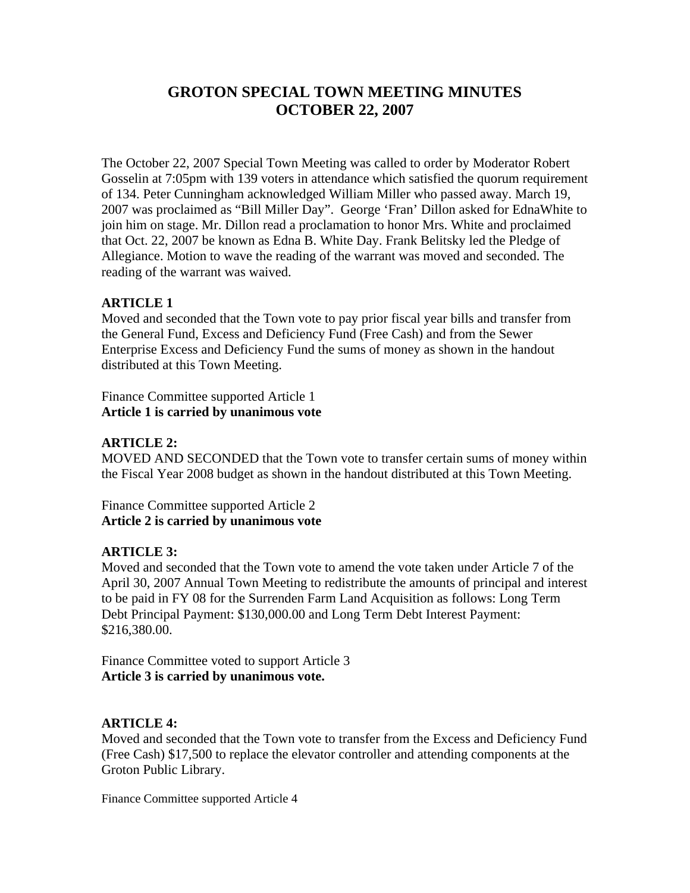# GROTON SPECIAL TOWN MEETING MINUTES
# OCTOBER 22, 2007

The October 22, 2007 Special Town Meeting was called to order by Moderator Robert Gosselin at 7:05pm with 139 voters in attendance which satisfied the quorum requirement of 134. Peter Cunningham acknowledged William Miller who passed away. March 19, 2007 was proclaimed as "Bill Miller Day". George 'Fran' Dillon asked for EdnaWhite to join him on stage. Mr. Dillon read a proclamation to honor Mrs. White and proclaimed that Oct. 22, 2007 be known as Edna B. White Day. Frank Belitsky led the Pledge of Allegiance. Motion to wave the reading of the warrant was moved and seconded. The reading of the warrant was waived.

**ARTICLE 1**

Moved and seconded that the Town vote to pay prior fiscal year bills and transfer from the General Fund, Excess and Deficiency Fund (Free Cash) and from the Sewer Enterprise Excess and Deficiency Fund the sums of money as shown in the handout distributed at this Town Meeting.

Finance Committee supported Article 1

**Article 1 is carried by unanimous vote**

**ARTICLE 2:**

MOVED AND SECONDED that the Town vote to transfer certain sums of money within the Fiscal Year 2008 budget as shown in the handout distributed at this Town Meeting.

Finance Committee supported Article 2

**Article 2 is carried by unanimous vote**

**ARTICLE 3:**

Moved and seconded that the Town vote to amend the vote taken under Article 7 of the April 30, 2007 Annual Town Meeting to redistribute the amounts of principal and interest to be paid in FY 08 for the Surrenden Farm Land Acquisition as follows: Long Term Debt Principal Payment: $130,000.00 and Long Term Debt Interest Payment: $216,380.00.

Finance Committee voted to support Article 3

**Article 3 is carried by unanimous vote.**

**ARTICLE 4:**

Moved and seconded that the Town vote to transfer from the Excess and Deficiency Fund (Free Cash) $17,500 to replace the elevator controller and attending components at the Groton Public Library.

Finance Committee supported Article 4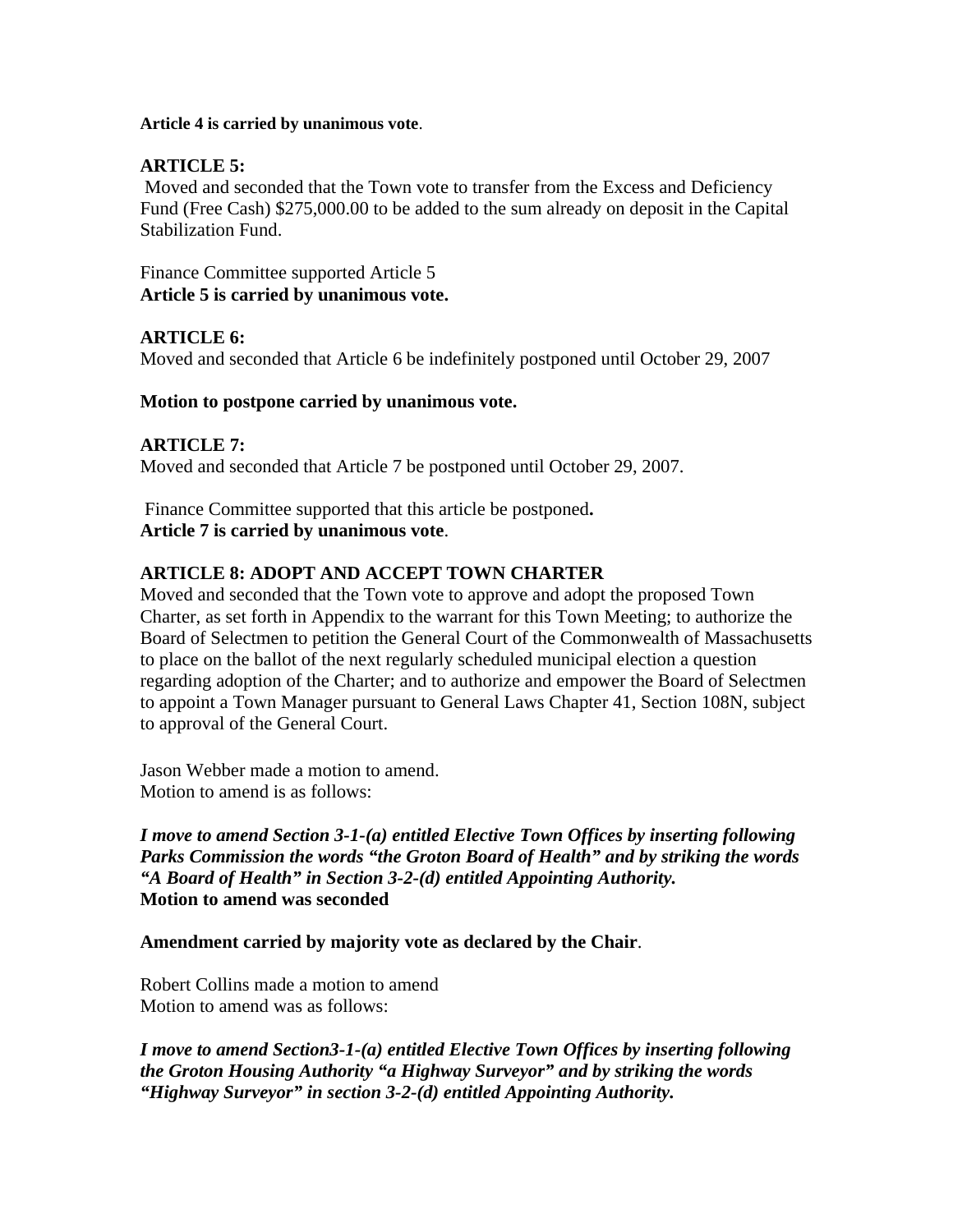**Article 4 is carried by unanimous vote**.

**ARTICLE 5:**
Moved and seconded that the Town vote to transfer from the Excess and Deficiency Fund (Free Cash) $275,000.00 to be added to the sum already on deposit in the Capital Stabilization Fund.

Finance Committee supported Article 5
**Article 5 is carried by unanimous vote.**

**ARTICLE 6:**
Moved and seconded that Article 6 be indefinitely postponed until October 29, 2007

**Motion to postpone carried by unanimous vote.**

**ARTICLE 7:**
Moved and seconded that Article 7 be postponed until October 29, 2007.

Finance Committee supported that this article be postponed**.**
**Article 7 is carried by unanimous vote**.

**ARTICLE 8: ADOPT AND ACCEPT TOWN CHARTER**
Moved and seconded that the Town vote to approve and adopt the proposed Town Charter, as set forth in Appendix to the warrant for this Town Meeting; to authorize the Board of Selectmen to petition the General Court of the Commonwealth of Massachusetts to place on the ballot of the next regularly scheduled municipal election a question regarding adoption of the Charter; and to authorize and empower the Board of Selectmen to appoint a Town Manager pursuant to General Laws Chapter 41, Section 108N, subject to approval of the General Court.

Jason Webber made a motion to amend.
Motion to amend is as follows:

***I move to amend Section 3-1-(a) entitled Elective Town Offices by inserting following Parks Commission the words "the Groton Board of Health" and by striking the words "A Board of Health" in Section 3-2-(d) entitled Appointing Authority.***
**Motion to amend was seconded**

**Amendment carried by majority vote as declared by the Chair**.

Robert Collins made a motion to amend
Motion to amend was as follows:

***I move to amend Section3-1-(a) entitled Elective Town Offices by inserting following the Groton Housing Authority "a Highway Surveyor" and by striking the words "Highway Surveyor" in section 3-2-(d) entitled Appointing Authority.***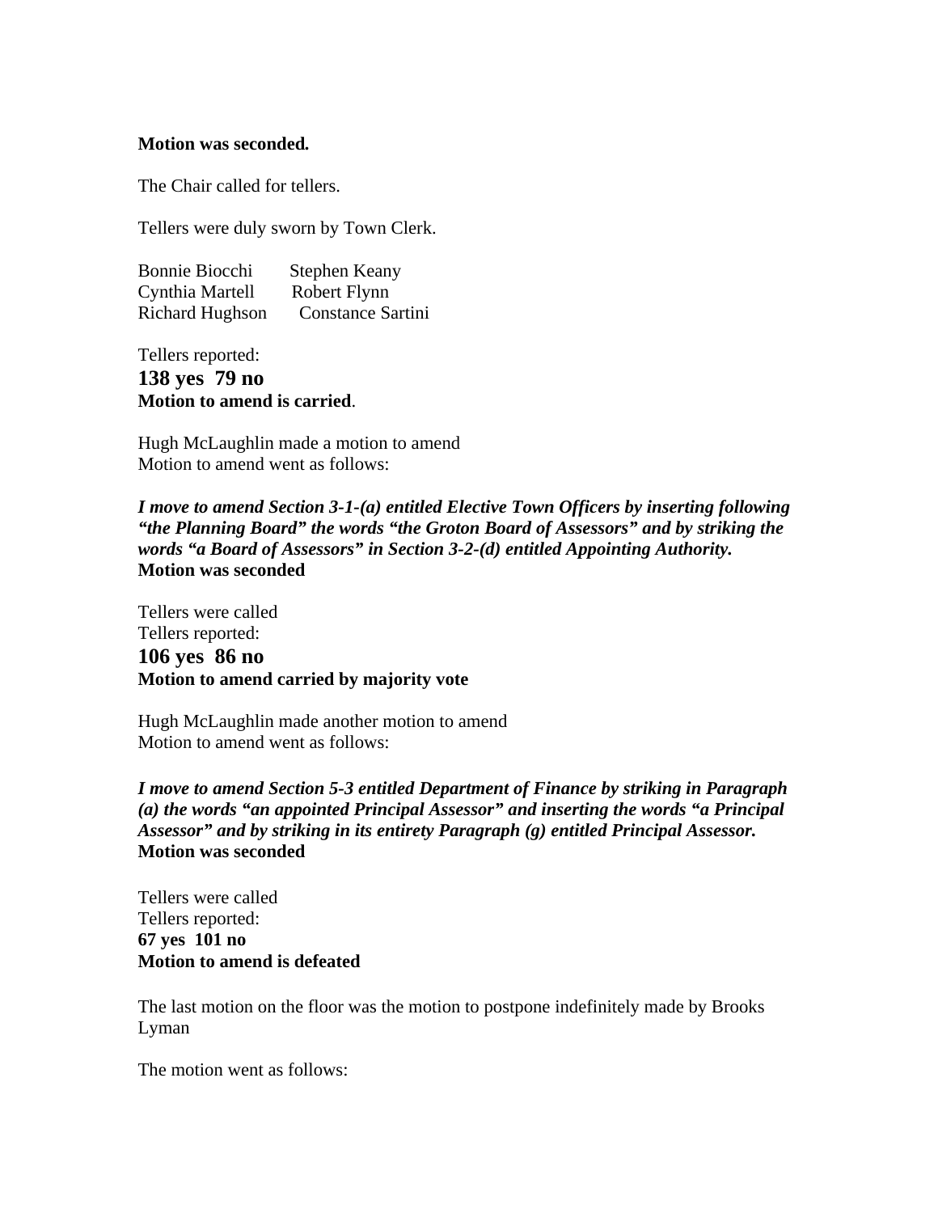**Motion was seconded.**

The Chair called for tellers.

Tellers were duly sworn by Town Clerk.

Bonnie Biocchi Stephen Keany
Cynthia Martell Robert Flynn
Richard Hughson Constance Sartini

Tellers reported:
**138 yes 79 no**
**Motion to amend is carried**.

Hugh McLaughlin made a motion to amend
Motion to amend went as follows:

***I move to amend Section 3-1-(a) entitled Elective Town Officers by inserting following "the Planning Board" the words "the Groton Board of Assessors" and by striking the words "a Board of Assessors" in Section 3-2-(d) entitled Appointing Authority.***
**Motion was seconded**

Tellers were called
Tellers reported:
**106 yes 86 no**
**Motion to amend carried by majority vote**

Hugh McLaughlin made another motion to amend
Motion to amend went as follows:

***I move to amend Section 5-3 entitled Department of Finance by striking in Paragraph (a) the words "an appointed Principal Assessor" and inserting the words "a Principal Assessor" and by striking in its entirety Paragraph (g) entitled Principal Assessor.***
**Motion was seconded**

Tellers were called
Tellers reported:
**67 yes 101 no**
**Motion to amend is defeated**

The last motion on the floor was the motion to postpone indefinitely made by Brooks Lyman

The motion went as follows: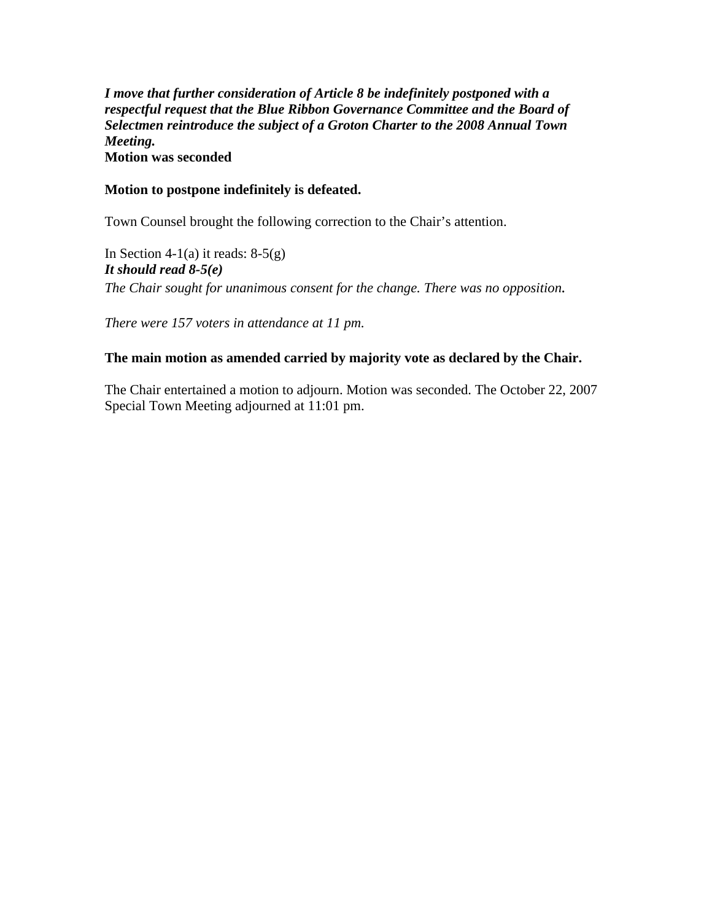***I move that further consideration of Article 8 be indefinitely postponed with a respectful request that the Blue Ribbon Governance Committee and the Board of Selectmen reintroduce the subject of a Groton Charter to the 2008 Annual Town Meeting.***
**Motion was seconded**

**Motion to postpone indefinitely is defeated.**

Town Counsel brought the following correction to the Chair's attention.

In Section 4-1(a) it reads: 8-5(g)
***It should read 8-5(e)***
*The Chair sought for unanimous consent for the change. There was no opposition.*

*There were 157 voters in attendance at 11 pm.*

**The main motion as amended carried by majority vote as declared by the Chair.**

The Chair entertained a motion to adjourn. Motion was seconded. The October 22, 2007 Special Town Meeting adjourned at 11:01 pm.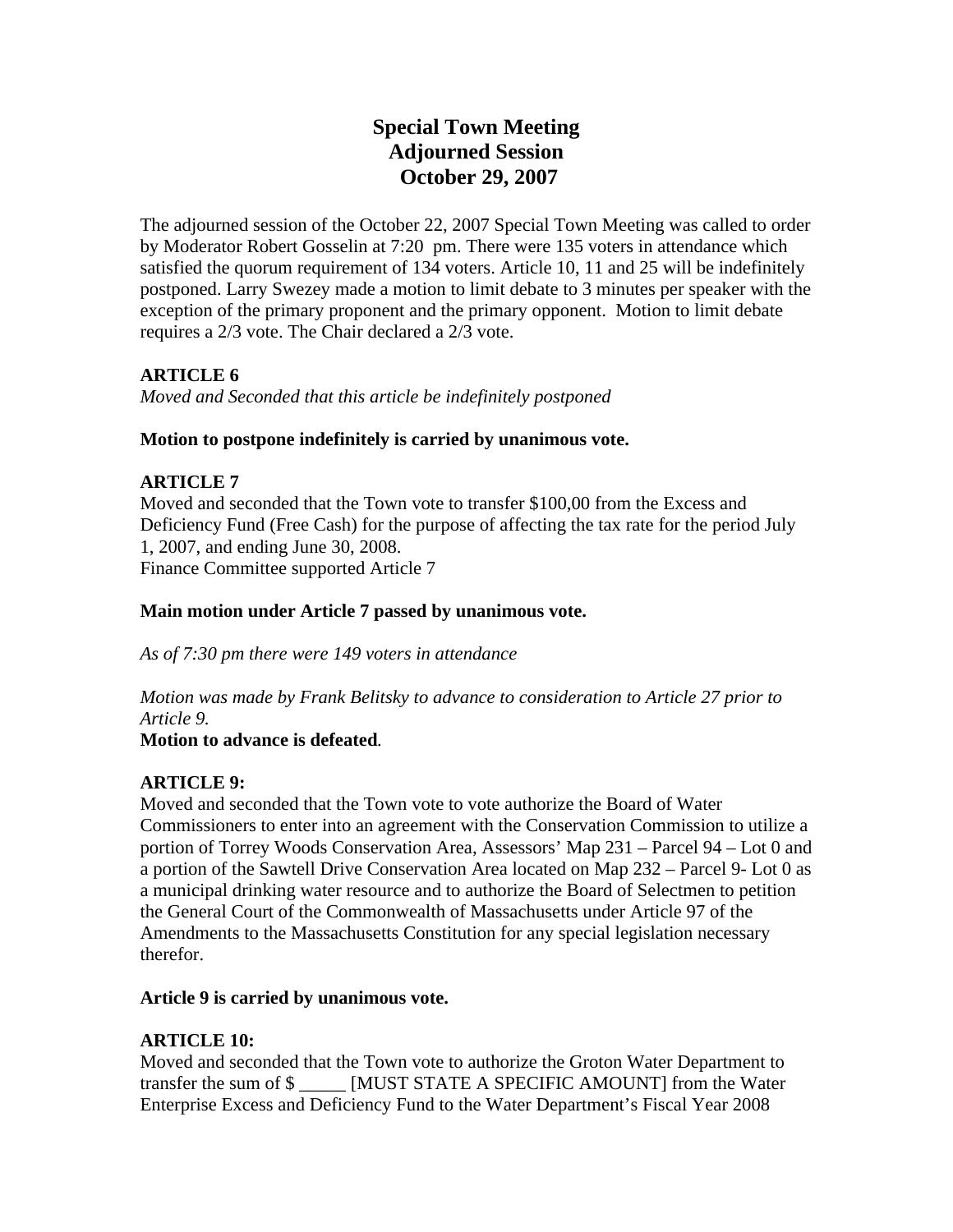# Special Town Meeting
# Adjourned Session
# October 29, 2007

The adjourned session of the October 22, 2007 Special Town Meeting was called to order by Moderator Robert Gosselin at 7:20 pm. There were 135 voters in attendance which satisfied the quorum requirement of 134 voters. Article 10, 11 and 25 will be indefinitely postponed. Larry Swezey made a motion to limit debate to 3 minutes per speaker with the exception of the primary proponent and the primary opponent. Motion to limit debate requires a 2/3 vote. The Chair declared a 2/3 vote.

**ARTICLE 6**

*Moved and Seconded that this article be indefinitely postponed*

**Motion to postpone indefinitely is carried by unanimous vote.**

**ARTICLE 7**

Moved and seconded that the Town vote to transfer $100,00 from the Excess and Deficiency Fund (Free Cash) for the purpose of affecting the tax rate for the period July 1, 2007, and ending June 30, 2008.

Finance Committee supported Article 7

**Main motion under Article 7 passed by unanimous vote.**

*As of 7:30 pm there were 149 voters in attendance*

*Motion was made by Frank Belitsky to advance to consideration to Article 27 prior to Article 9.*

**Motion to advance is defeated**.

**ARTICLE 9:**

Moved and seconded that the Town vote to vote authorize the Board of Water Commissioners to enter into an agreement with the Conservation Commission to utilize a portion of Torrey Woods Conservation Area, Assessors' Map 231 – Parcel 94 – Lot 0 and a portion of the Sawtell Drive Conservation Area located on Map 232 – Parcel 9- Lot 0 as a municipal drinking water resource and to authorize the Board of Selectmen to petition the General Court of the Commonwealth of Massachusetts under Article 97 of the Amendments to the Massachusetts Constitution for any special legislation necessary therefor.

**Article 9 is carried by unanimous vote.**

**ARTICLE 10:**

Moved and seconded that the Town vote to authorize the Groton Water Department to transfer the sum of $ _____ [MUST STATE A SPECIFIC AMOUNT] from the Water Enterprise Excess and Deficiency Fund to the Water Department's Fiscal Year 2008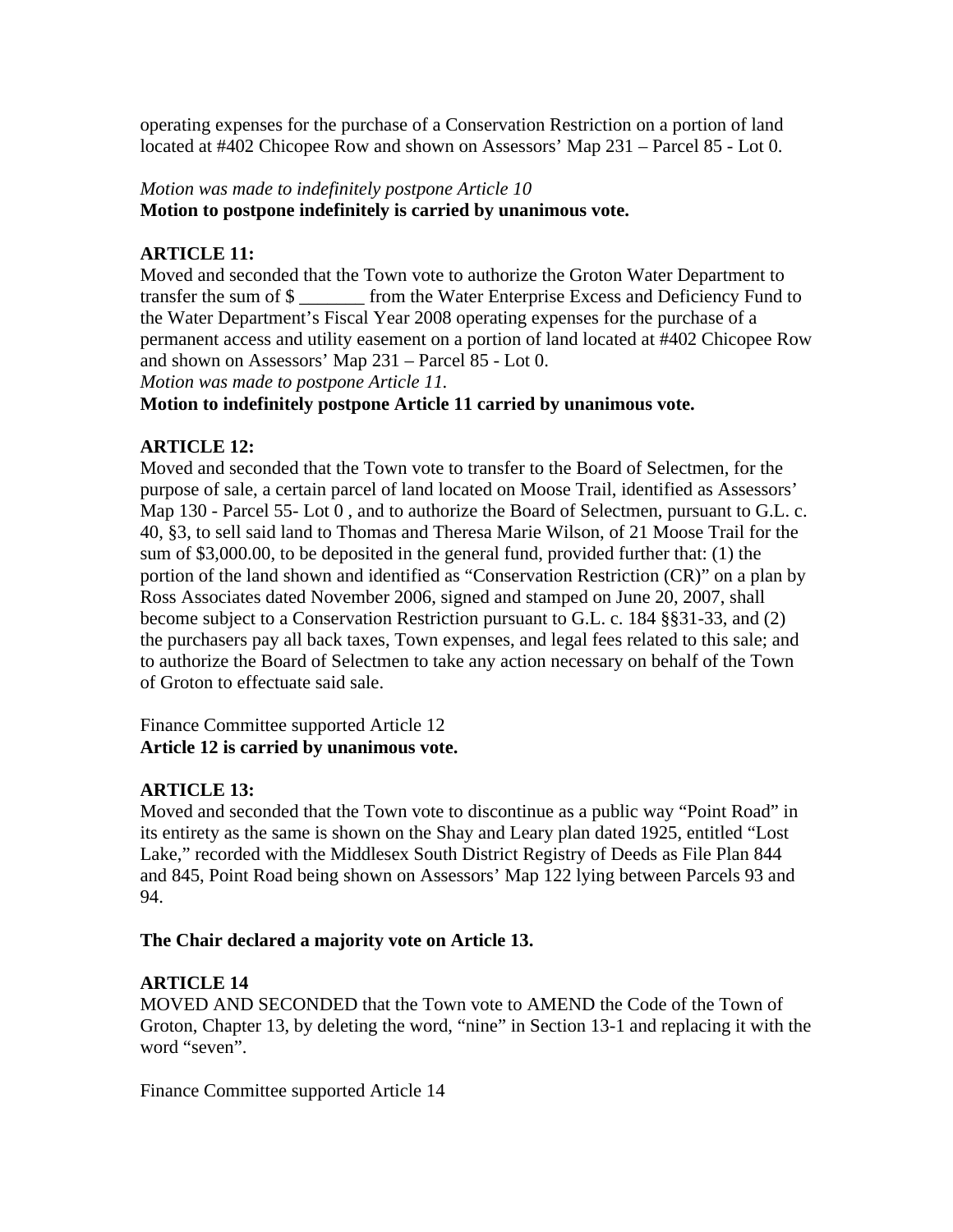operating expenses for the purchase of a Conservation Restriction on a portion of land located at #402 Chicopee Row and shown on Assessors' Map 231 – Parcel 85 - Lot 0.

*Motion was made to indefinitely postpone Article 10*
**Motion to postpone indefinitely is carried by unanimous vote.**

**ARTICLE 11:**
Moved and seconded that the Town vote to authorize the Groton Water Department to transfer the sum of $ _______ from the Water Enterprise Excess and Deficiency Fund to the Water Department's Fiscal Year 2008 operating expenses for the purchase of a permanent access and utility easement on a portion of land located at #402 Chicopee Row and shown on Assessors' Map 231 – Parcel 85 - Lot 0.
*Motion was made to postpone Article 11.*
**Motion to indefinitely postpone Article 11 carried by unanimous vote.**

**ARTICLE 12:**
Moved and seconded that the Town vote to transfer to the Board of Selectmen, for the purpose of sale, a certain parcel of land located on Moose Trail, identified as Assessors' Map 130 - Parcel 55- Lot 0 , and to authorize the Board of Selectmen, pursuant to G.L. c. 40, §3, to sell said land to Thomas and Theresa Marie Wilson, of 21 Moose Trail for the sum of $3,000.00, to be deposited in the general fund, provided further that: (1) the portion of the land shown and identified as "Conservation Restriction (CR)" on a plan by Ross Associates dated November 2006, signed and stamped on June 20, 2007, shall become subject to a Conservation Restriction pursuant to G.L. c. 184 §§31-33, and (2) the purchasers pay all back taxes, Town expenses, and legal fees related to this sale; and to authorize the Board of Selectmen to take any action necessary on behalf of the Town of Groton to effectuate said sale.

Finance Committee supported Article 12
**Article 12 is carried by unanimous vote.**

**ARTICLE 13:**
Moved and seconded that the Town vote to discontinue as a public way "Point Road" in its entirety as the same is shown on the Shay and Leary plan dated 1925, entitled "Lost Lake," recorded with the Middlesex South District Registry of Deeds as File Plan 844 and 845, Point Road being shown on Assessors' Map 122 lying between Parcels 93 and 94.

**The Chair declared a majority vote on Article 13.**

**ARTICLE 14**
MOVED AND SECONDED that the Town vote to AMEND the Code of the Town of Groton, Chapter 13, by deleting the word, "nine" in Section 13-1 and replacing it with the word "seven".

Finance Committee supported Article 14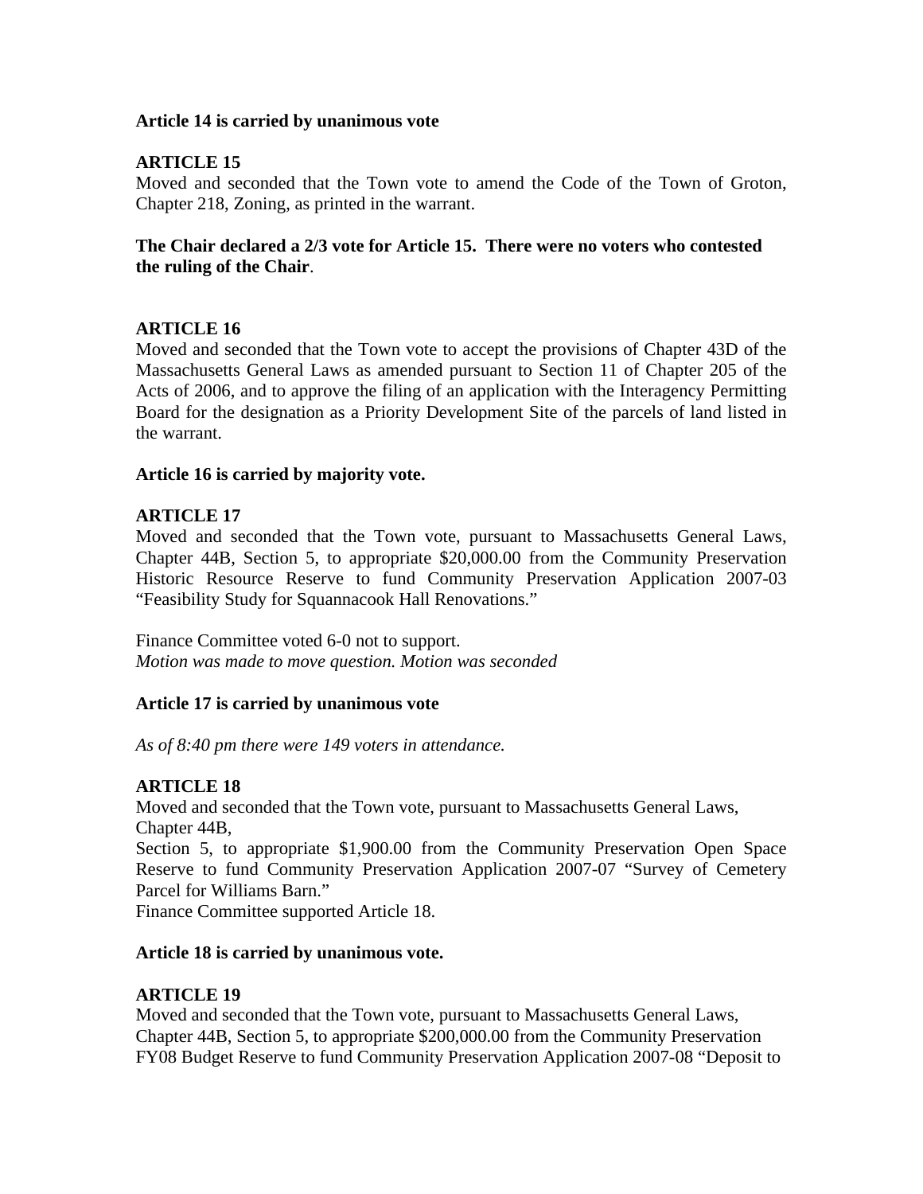**Article 14 is carried by unanimous vote**

**ARTICLE 15**

Moved and seconded that the Town vote to amend the Code of the Town of Groton, Chapter 218, Zoning, as printed in the warrant.

**The Chair declared a 2/3 vote for Article 15. There were no voters who contested the ruling of the Chair**.

**ARTICLE 16**

Moved and seconded that the Town vote to accept the provisions of Chapter 43D of the Massachusetts General Laws as amended pursuant to Section 11 of Chapter 205 of the Acts of 2006, and to approve the filing of an application with the Interagency Permitting Board for the designation as a Priority Development Site of the parcels of land listed in the warrant.

**Article 16 is carried by majority vote.**

**ARTICLE 17**

Moved and seconded that the Town vote, pursuant to Massachusetts General Laws, Chapter 44B, Section 5, to appropriate $20,000.00 from the Community Preservation Historic Resource Reserve to fund Community Preservation Application 2007-03 "Feasibility Study for Squannacook Hall Renovations."

Finance Committee voted 6-0 not to support.
*Motion was made to move question. Motion was seconded*

**Article 17 is carried by unanimous vote**

*As of 8:40 pm there were 149 voters in attendance.*

**ARTICLE 18**

Moved and seconded that the Town vote, pursuant to Massachusetts General Laws, Chapter 44B,
Section 5, to appropriate $1,900.00 from the Community Preservation Open Space Reserve to fund Community Preservation Application 2007-07 "Survey of Cemetery Parcel for Williams Barn."
Finance Committee supported Article 18.

**Article 18 is carried by unanimous vote.**

**ARTICLE 19**

Moved and seconded that the Town vote, pursuant to Massachusetts General Laws, Chapter 44B, Section 5, to appropriate $200,000.00 from the Community Preservation FY08 Budget Reserve to fund Community Preservation Application 2007-08 "Deposit to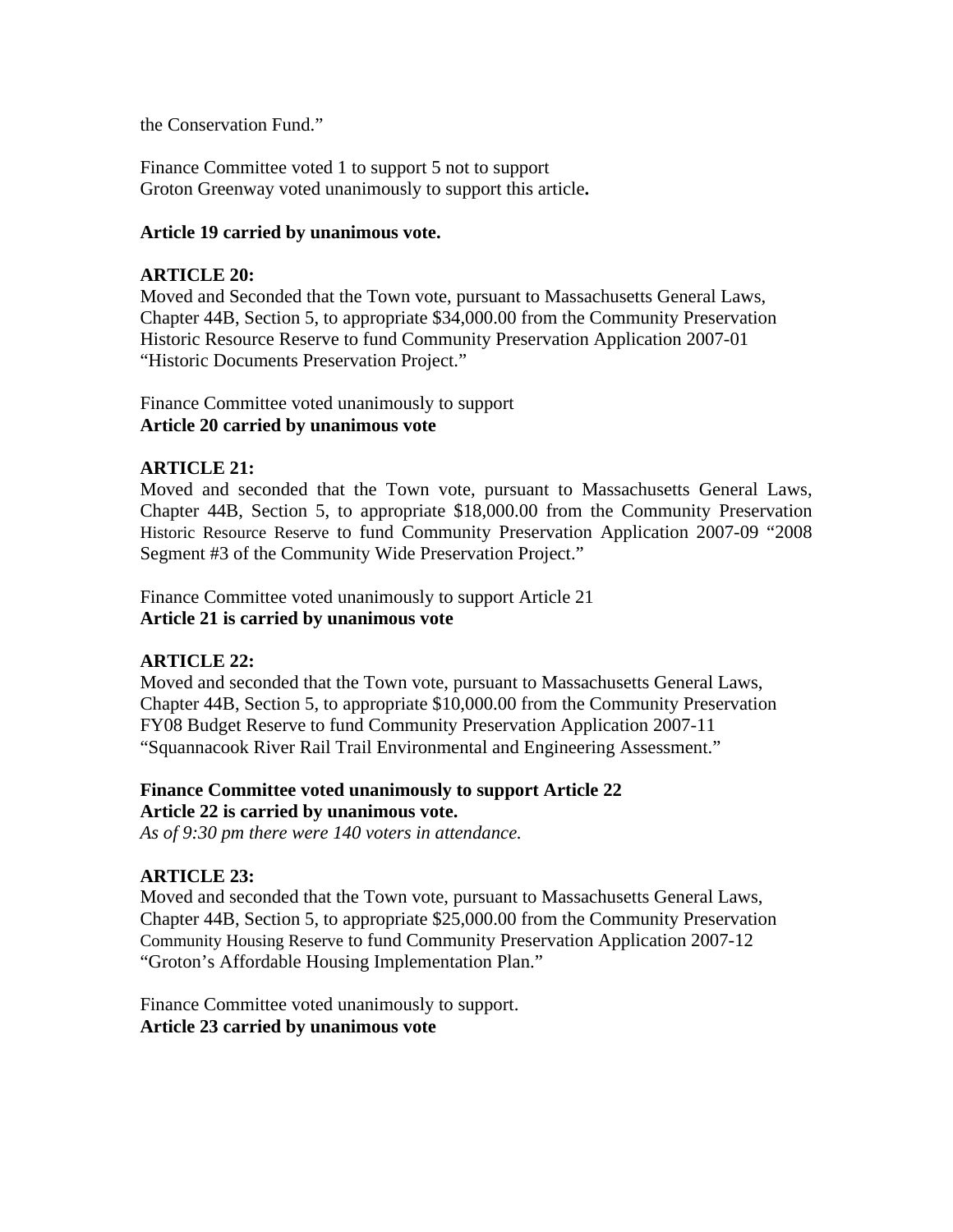the Conservation Fund."

Finance Committee voted 1 to support 5 not to support
Groton Greenway voted unanimously to support this article**.**

**Article 19 carried by unanimous vote.**

**ARTICLE 20:**
Moved and Seconded that the Town vote, pursuant to Massachusetts General Laws, Chapter 44B, Section 5, to appropriate $34,000.00 from the Community Preservation Historic Resource Reserve to fund Community Preservation Application 2007-01 "Historic Documents Preservation Project."

Finance Committee voted unanimously to support
**Article 20 carried by unanimous vote**

**ARTICLE 21:**
Moved and seconded that the Town vote, pursuant to Massachusetts General Laws, Chapter 44B, Section 5, to appropriate $18,000.00 from the Community Preservation Historic Resource Reserve to fund Community Preservation Application 2007-09 "2008 Segment #3 of the Community Wide Preservation Project."

Finance Committee voted unanimously to support Article 21
**Article 21 is carried by unanimous vote**

**ARTICLE 22:**
Moved and seconded that the Town vote, pursuant to Massachusetts General Laws, Chapter 44B, Section 5, to appropriate $10,000.00 from the Community Preservation FY08 Budget Reserve to fund Community Preservation Application 2007-11 "Squannacook River Rail Trail Environmental and Engineering Assessment."

**Finance Committee voted unanimously to support Article 22**
**Article 22 is carried by unanimous vote.**
*As of 9:30 pm there were 140 voters in attendance.*

**ARTICLE 23:**
Moved and seconded that the Town vote, pursuant to Massachusetts General Laws, Chapter 44B, Section 5, to appropriate $25,000.00 from the Community Preservation Community Housing Reserve to fund Community Preservation Application 2007-12 "Groton's Affordable Housing Implementation Plan."

Finance Committee voted unanimously to support.
**Article 23 carried by unanimous vote**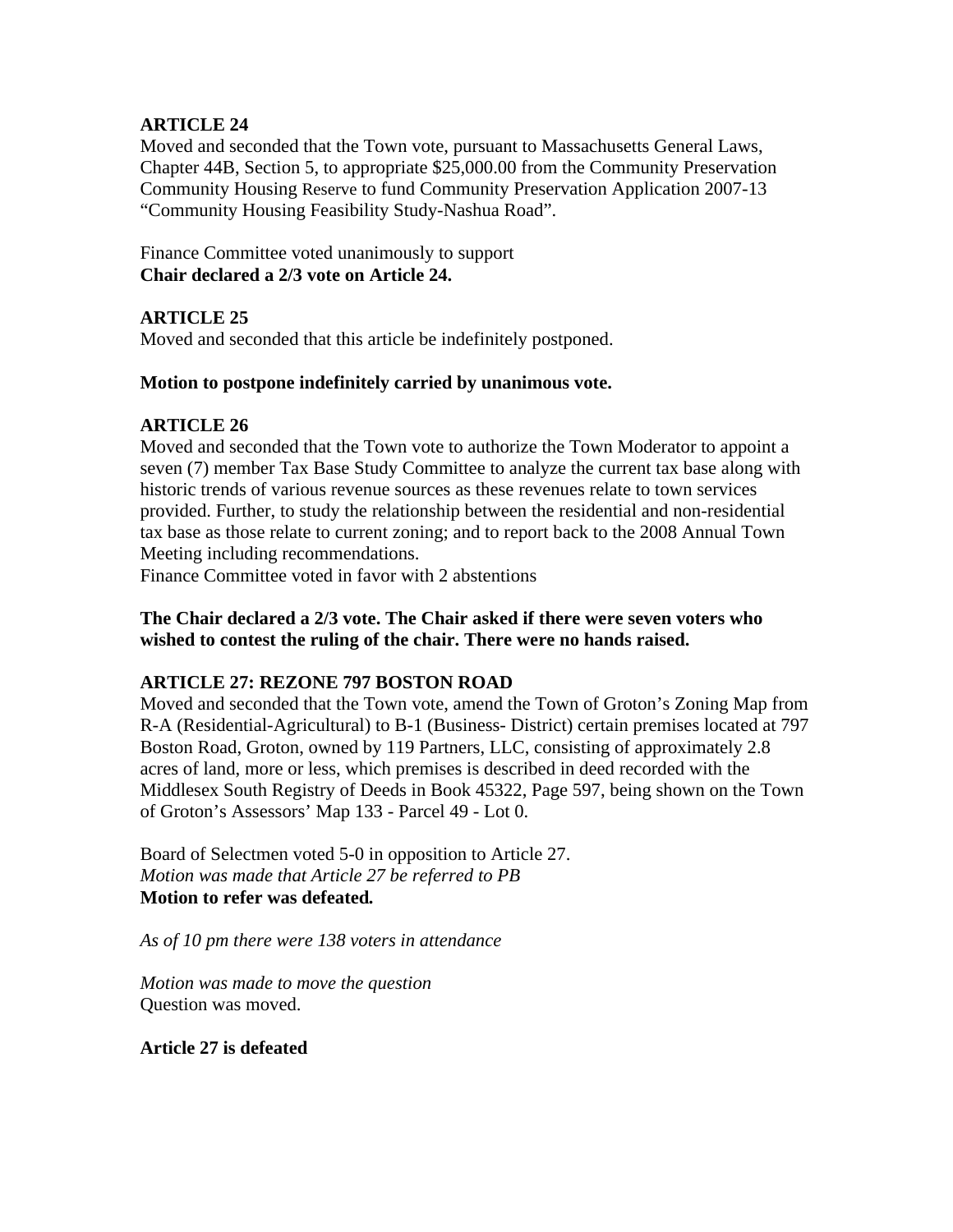**ARTICLE 24**
Moved and seconded that the Town vote, pursuant to Massachusetts General Laws, Chapter 44B, Section 5, to appropriate $25,000.00 from the Community Preservation Community Housing Reserve to fund Community Preservation Application 2007-13 "Community Housing Feasibility Study-Nashua Road".

Finance Committee voted unanimously to support
**Chair declared a 2/3 vote on Article 24.**

**ARTICLE 25**
Moved and seconded that this article be indefinitely postponed.

**Motion to postpone indefinitely carried by unanimous vote.**

**ARTICLE 26**
Moved and seconded that the Town vote to authorize the Town Moderator to appoint a seven (7) member Tax Base Study Committee to analyze the current tax base along with historic trends of various revenue sources as these revenues relate to town services provided. Further, to study the relationship between the residential and non-residential tax base as those relate to current zoning; and to report back to the 2008 Annual Town Meeting including recommendations.
Finance Committee voted in favor with 2 abstentions

**The Chair declared a 2/3 vote. The Chair asked if there were seven voters who wished to contest the ruling of the chair. There were no hands raised.**

**ARTICLE 27: REZONE 797 BOSTON ROAD**
Moved and seconded that the Town vote, amend the Town of Groton's Zoning Map from R-A (Residential-Agricultural) to B-1 (Business- District) certain premises located at 797 Boston Road, Groton, owned by 119 Partners, LLC, consisting of approximately 2.8 acres of land, more or less, which premises is described in deed recorded with the Middlesex South Registry of Deeds in Book 45322, Page 597, being shown on the Town of Groton's Assessors' Map 133 - Parcel 49 - Lot 0.

Board of Selectmen voted 5-0 in opposition to Article 27.
*Motion was made that Article 27 be referred to PB*
**Motion to refer was defeated.**

*As of 10 pm there were 138 voters in attendance*

*Motion was made to move the question*
Question was moved.

**Article 27 is defeated**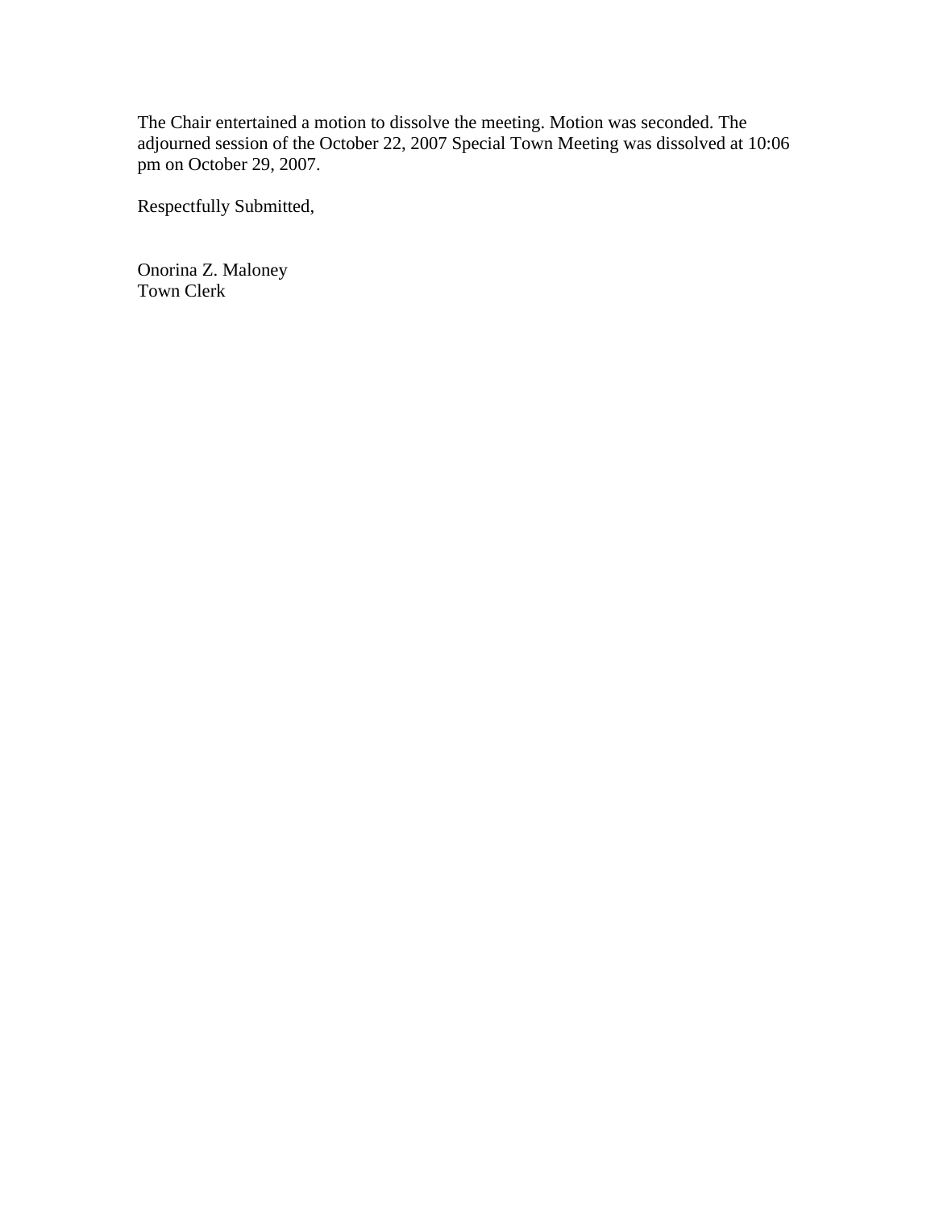The Chair entertained a motion to dissolve the meeting. Motion was seconded. The adjourned session of the October 22, 2007 Special Town Meeting was dissolved at 10:06 pm on October 29, 2007.

Respectfully Submitted,

Onorina Z. Maloney  
Town Clerk